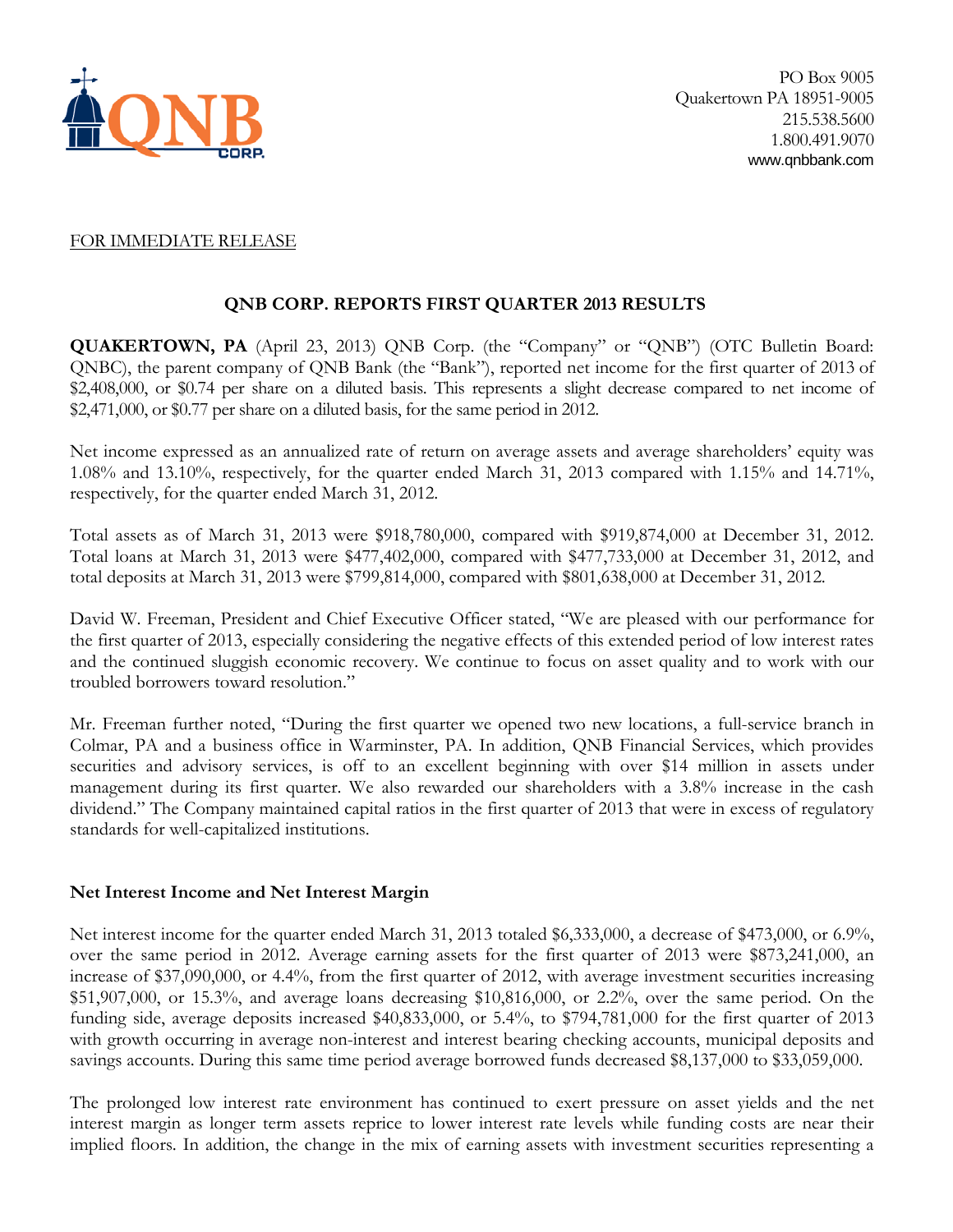PO Box 9005
Quakertown PA 18951-9005
215.538.5600
1.800.491.9070
www.qnbbank.com

FOR IMMEDIATE RELEASE

## QNB CORP. REPORTS FIRST QUARTER 2013 RESULTS

**QUAKERTOWN, PA** (April 23, 2013) QNB Corp. (the "Company" or "QNB") (OTC Bulletin Board: QNBC), the parent company of QNB Bank (the "Bank"), reported net income for the first quarter of 2013 of $2,408,000, or $0.74 per share on a diluted basis. This represents a slight decrease compared to net income of $2,471,000, or $0.77 per share on a diluted basis, for the same period in 2012.

Net income expressed as an annualized rate of return on average assets and average shareholders' equity was 1.08% and 13.10%, respectively, for the quarter ended March 31, 2013 compared with 1.15% and 14.71%, respectively, for the quarter ended March 31, 2012.

Total assets as of March 31, 2013 were $918,780,000, compared with $919,874,000 at December 31, 2012. Total loans at March 31, 2013 were $477,402,000, compared with $477,733,000 at December 31, 2012, and total deposits at March 31, 2013 were $799,814,000, compared with $801,638,000 at December 31, 2012.

David W. Freeman, President and Chief Executive Officer stated, "We are pleased with our performance for the first quarter of 2013, especially considering the negative effects of this extended period of low interest rates and the continued sluggish economic recovery. We continue to focus on asset quality and to work with our troubled borrowers toward resolution."

Mr. Freeman further noted, "During the first quarter we opened two new locations, a full-service branch in Colmar, PA and a business office in Warminster, PA. In addition, QNB Financial Services, which provides securities and advisory services, is off to an excellent beginning with over $14 million in assets under management during its first quarter. We also rewarded our shareholders with a 3.8% increase in the cash dividend." The Company maintained capital ratios in the first quarter of 2013 that were in excess of regulatory standards for well-capitalized institutions.

### Net Interest Income and Net Interest Margin

Net interest income for the quarter ended March 31, 2013 totaled $6,333,000, a decrease of $473,000, or 6.9%, over the same period in 2012. Average earning assets for the first quarter of 2013 were $873,241,000, an increase of $37,090,000, or 4.4%, from the first quarter of 2012, with average investment securities increasing $51,907,000, or 15.3%, and average loans decreasing $10,816,000, or 2.2%, over the same period. On the funding side, average deposits increased $40,833,000, or 5.4%, to $794,781,000 for the first quarter of 2013 with growth occurring in average non-interest and interest bearing checking accounts, municipal deposits and savings accounts. During this same time period average borrowed funds decreased $8,137,000 to $33,059,000.

The prolonged low interest rate environment has continued to exert pressure on asset yields and the net interest margin as longer term assets reprice to lower interest rate levels while funding costs are near their implied floors. In addition, the change in the mix of earning assets with investment securities representing a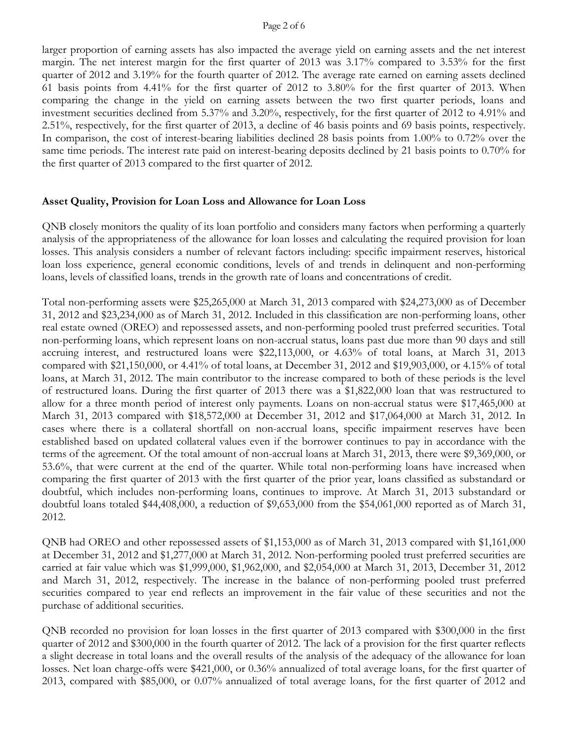larger proportion of earning assets has also impacted the average yield on earning assets and the net interest margin. The net interest margin for the first quarter of 2013 was 3.17% compared to 3.53% for the first quarter of 2012 and 3.19% for the fourth quarter of 2012. The average rate earned on earning assets declined 61 basis points from 4.41% for the first quarter of 2012 to 3.80% for the first quarter of 2013. When comparing the change in the yield on earning assets between the two first quarter periods, loans and investment securities declined from 5.37% and 3.20%, respectively, for the first quarter of 2012 to 4.91% and 2.51%, respectively, for the first quarter of 2013, a decline of 46 basis points and 69 basis points, respectively. In comparison, the cost of interest-bearing liabilities declined 28 basis points from 1.00% to 0.72% over the same time periods. The interest rate paid on interest-bearing deposits declined by 21 basis points to 0.70% for the first quarter of 2013 compared to the first quarter of 2012.

**Asset Quality, Provision for Loan Loss and Allowance for Loan Loss**

QNB closely monitors the quality of its loan portfolio and considers many factors when performing a quarterly analysis of the appropriateness of the allowance for loan losses and calculating the required provision for loan losses. This analysis considers a number of relevant factors including: specific impairment reserves, historical loan loss experience, general economic conditions, levels of and trends in delinquent and non-performing loans, levels of classified loans, trends in the growth rate of loans and concentrations of credit.

Total non-performing assets were $25,265,000 at March 31, 2013 compared with $24,273,000 as of December 31, 2012 and $23,234,000 as of March 31, 2012. Included in this classification are non-performing loans, other real estate owned (OREO) and repossessed assets, and non-performing pooled trust preferred securities. Total non-performing loans, which represent loans on non-accrual status, loans past due more than 90 days and still accruing interest, and restructured loans were $22,113,000, or 4.63% of total loans, at March 31, 2013 compared with $21,150,000, or 4.41% of total loans, at December 31, 2012 and $19,903,000, or 4.15% of total loans, at March 31, 2012. The main contributor to the increase compared to both of these periods is the level of restructured loans. During the first quarter of 2013 there was a $1,822,000 loan that was restructured to allow for a three month period of interest only payments. Loans on non-accrual status were $17,465,000 at March 31, 2013 compared with $18,572,000 at December 31, 2012 and $17,064,000 at March 31, 2012. In cases where there is a collateral shortfall on non-accrual loans, specific impairment reserves have been established based on updated collateral values even if the borrower continues to pay in accordance with the terms of the agreement. Of the total amount of non-accrual loans at March 31, 2013, there were $9,369,000, or 53.6%, that were current at the end of the quarter. While total non-performing loans have increased when comparing the first quarter of 2013 with the first quarter of the prior year, loans classified as substandard or doubtful, which includes non-performing loans, continues to improve. At March 31, 2013 substandard or doubtful loans totaled $44,408,000, a reduction of $9,653,000 from the $54,061,000 reported as of March 31, 2012.

QNB had OREO and other repossessed assets of $1,153,000 as of March 31, 2013 compared with $1,161,000 at December 31, 2012 and $1,277,000 at March 31, 2012. Non-performing pooled trust preferred securities are carried at fair value which was $1,999,000, $1,962,000, and $2,054,000 at March 31, 2013, December 31, 2012 and March 31, 2012, respectively. The increase in the balance of non-performing pooled trust preferred securities compared to year end reflects an improvement in the fair value of these securities and not the purchase of additional securities.

QNB recorded no provision for loan losses in the first quarter of 2013 compared with $300,000 in the first quarter of 2012 and $300,000 in the fourth quarter of 2012. The lack of a provision for the first quarter reflects a slight decrease in total loans and the overall results of the analysis of the adequacy of the allowance for loan losses. Net loan charge-offs were $421,000, or 0.36% annualized of total average loans, for the first quarter of 2013, compared with $85,000, or 0.07% annualized of total average loans, for the first quarter of 2012 and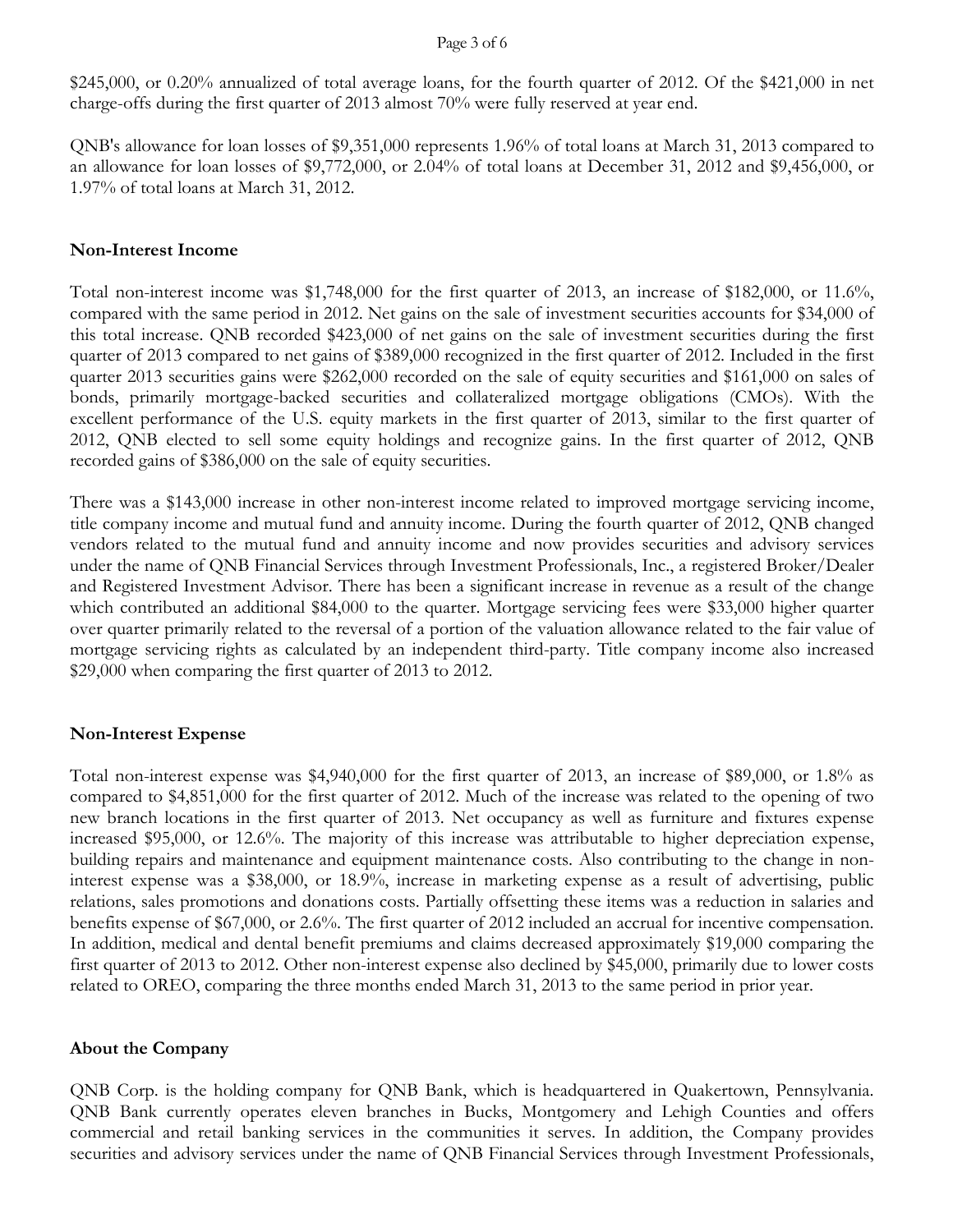$245,000, or 0.20% annualized of total average loans, for the fourth quarter of 2012. Of the $421,000 in net charge-offs during the first quarter of 2013 almost 70% were fully reserved at year end.

QNB's allowance for loan losses of $9,351,000 represents 1.96% of total loans at March 31, 2013 compared to an allowance for loan losses of $9,772,000, or 2.04% of total loans at December 31, 2012 and $9,456,000, or 1.97% of total loans at March 31, 2012.

**Non-Interest Income**

Total non-interest income was $1,748,000 for the first quarter of 2013, an increase of $182,000, or 11.6%, compared with the same period in 2012. Net gains on the sale of investment securities accounts for $34,000 of this total increase. QNB recorded $423,000 of net gains on the sale of investment securities during the first quarter of 2013 compared to net gains of $389,000 recognized in the first quarter of 2012. Included in the first quarter 2013 securities gains were $262,000 recorded on the sale of equity securities and $161,000 on sales of bonds, primarily mortgage-backed securities and collateralized mortgage obligations (CMOs). With the excellent performance of the U.S. equity markets in the first quarter of 2013, similar to the first quarter of 2012, QNB elected to sell some equity holdings and recognize gains. In the first quarter of 2012, QNB recorded gains of $386,000 on the sale of equity securities.

There was a $143,000 increase in other non-interest income related to improved mortgage servicing income, title company income and mutual fund and annuity income. During the fourth quarter of 2012, QNB changed vendors related to the mutual fund and annuity income and now provides securities and advisory services under the name of QNB Financial Services through Investment Professionals, Inc., a registered Broker/Dealer and Registered Investment Advisor. There has been a significant increase in revenue as a result of the change which contributed an additional $84,000 to the quarter. Mortgage servicing fees were $33,000 higher quarter over quarter primarily related to the reversal of a portion of the valuation allowance related to the fair value of mortgage servicing rights as calculated by an independent third-party. Title company income also increased $29,000 when comparing the first quarter of 2013 to 2012.

**Non-Interest Expense**

Total non-interest expense was $4,940,000 for the first quarter of 2013, an increase of $89,000, or 1.8% as compared to $4,851,000 for the first quarter of 2012. Much of the increase was related to the opening of two new branch locations in the first quarter of 2013. Net occupancy as well as furniture and fixtures expense increased $95,000, or 12.6%. The majority of this increase was attributable to higher depreciation expense, building repairs and maintenance and equipment maintenance costs. Also contributing to the change in non-interest expense was a $38,000, or 18.9%, increase in marketing expense as a result of advertising, public relations, sales promotions and donations costs. Partially offsetting these items was a reduction in salaries and benefits expense of $67,000, or 2.6%. The first quarter of 2012 included an accrual for incentive compensation. In addition, medical and dental benefit premiums and claims decreased approximately $19,000 comparing the first quarter of 2013 to 2012. Other non-interest expense also declined by $45,000, primarily due to lower costs related to OREO, comparing the three months ended March 31, 2013 to the same period in prior year.

**About the Company**

QNB Corp. is the holding company for QNB Bank, which is headquartered in Quakertown, Pennsylvania. QNB Bank currently operates eleven branches in Bucks, Montgomery and Lehigh Counties and offers commercial and retail banking services in the communities it serves. In addition, the Company provides securities and advisory services under the name of QNB Financial Services through Investment Professionals,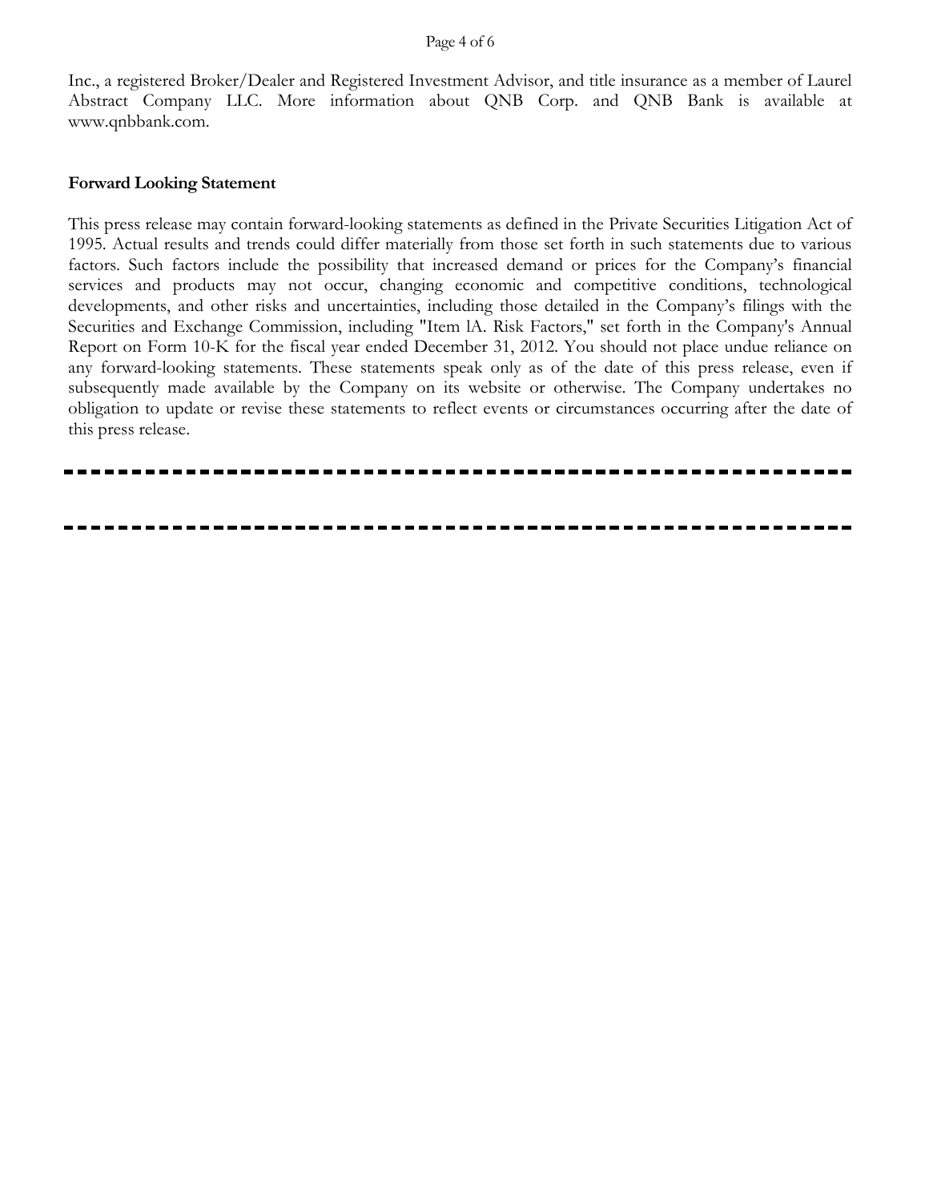Inc., a registered Broker/Dealer and Registered Investment Advisor, and title insurance as a member of Laurel Abstract Company LLC. More information about QNB Corp. and QNB Bank is available at www.qnbbank.com.

**Forward Looking Statement**

This press release may contain forward-looking statements as defined in the Private Securities Litigation Act of 1995. Actual results and trends could differ materially from those set forth in such statements due to various factors. Such factors include the possibility that increased demand or prices for the Company's financial services and products may not occur, changing economic and competitive conditions, technological developments, and other risks and uncertainties, including those detailed in the Company's filings with the Securities and Exchange Commission, including "Item lA. Risk Factors," set forth in the Company's Annual Report on Form 10-K for the fiscal year ended December 31, 2012. You should not place undue reliance on any forward-looking statements. These statements speak only as of the date of this press release, even if subsequently made available by the Company on its website or otherwise. The Company undertakes no obligation to update or revise these statements to reflect events or circumstances occurring after the date of this press release.

---

---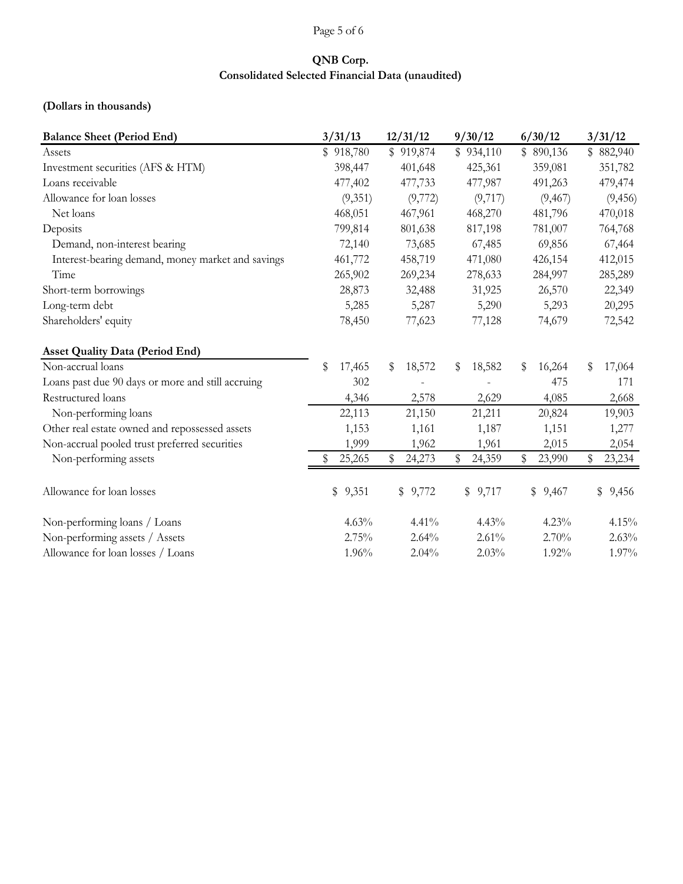## QNB Corp.
## Consolidated Selected Financial Data (unaudited)

**(Dollars in thousands)**

| **Balance Sheet (Period End)** | 3/31/13 | 12/31/12 | 9/30/12 | 6/30/12 | 3/31/12 |
|---|---|---|---|---|---|
| Assets | $ 918,780 | $ 919,874 | $ 934,110 | $ 890,136 | $ 882,940 |
| Investment securities (AFS & HTM) | 398,447 | 401,648 | 425,361 | 359,081 | 351,782 |
| Loans receivable | 477,402 | 477,733 | 477,987 | 491,263 | 479,474 |
| Allowance for loan losses | (9,351) | (9,772) | (9,717) | (9,467) | (9,456) |
| Net loans | 468,051 | 467,961 | 468,270 | 481,796 | 470,018 |
| Deposits | 799,814 | 801,638 | 817,198 | 781,007 | 764,768 |
| Demand, non-interest bearing | 72,140 | 73,685 | 67,485 | 69,856 | 67,464 |
| Interest-bearing demand, money market and savings | 461,772 | 458,719 | 471,080 | 426,154 | 412,015 |
| Time | 265,902 | 269,234 | 278,633 | 284,997 | 285,289 |
| Short-term borrowings | 28,873 | 32,488 | 31,925 | 26,570 | 22,349 |
| Long-term debt | 5,285 | 5,287 | 5,290 | 5,293 | 20,295 |
| Shareholders' equity | 78,450 | 77,623 | 77,128 | 74,679 | 72,542 |
| | | | | | |
| **Asset Quality Data (Period End)** | | | | | |
| Non-accrual loans | $ 17,465 | $ 18,572 | $ 18,582 | $ 16,264 | $ 17,064 |
| Loans past due 90 days or more and still accruing | 302 | - | - | 475 | 171 |
| Restructured loans | 4,346 | 2,578 | 2,629 | 4,085 | 2,668 |
| Non-performing loans | 22,113 | 21,150 | 21,211 | 20,824 | 19,903 |
| Other real estate owned and repossessed assets | 1,153 | 1,161 | 1,187 | 1,151 | 1,277 |
| Non-accrual pooled trust preferred securities | 1,999 | 1,962 | 1,961 | 2,015 | 2,054 |
| Non-performing assets | $ 25,265 | $ 24,273 | $ 24,359 | $ 23,990 | $ 23,234 |
| | | | | | |
| Allowance for loan losses | $ 9,351 | $ 9,772 | $ 9,717 | $ 9,467 | $ 9,456 |
| | | | | | |
| Non-performing loans / Loans | 4.63% | 4.41% | 4.43% | 4.23% | 4.15% |
| Non-performing assets / Assets | 2.75% | 2.64% | 2.61% | 2.70% | 2.63% |
| Allowance for loan losses / Loans | 1.96% | 2.04% | 2.03% | 1.92% | 1.97% |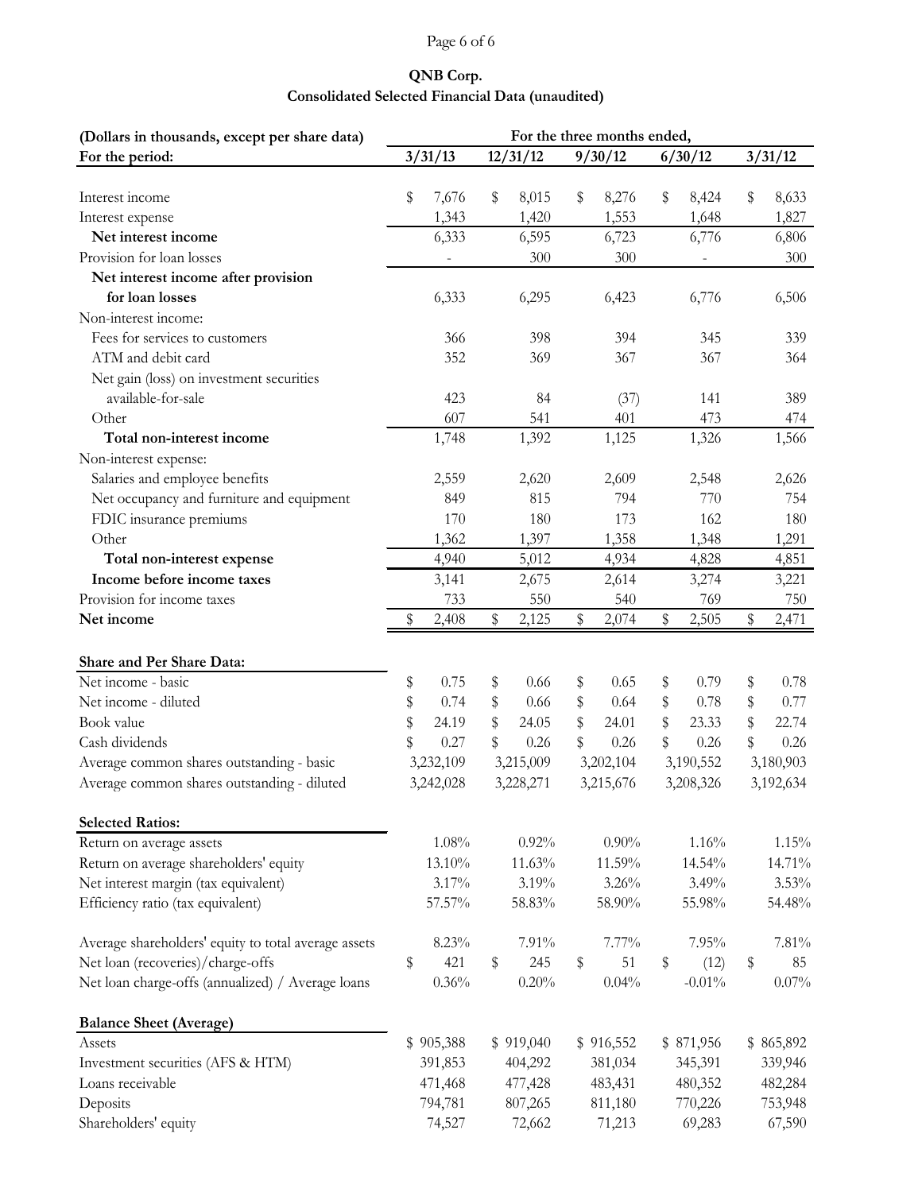**QNB Corp.**
**Consolidated Selected Financial Data (unaudited)**

| (Dollars in thousands, except per share data) | For the three months ended, | | | | |
|---|---|---|---|---|---|
| **For the period:** | 3/31/13 | 12/31/12 | 9/30/12 | 6/30/12 | 3/31/12 |
| Interest income | $ 7,676 | $ 8,015 | $ 8,276 | $ 8,424 | $ 8,633 |
| Interest expense | 1,343 | 1,420 | 1,553 | 1,648 | 1,827 |
| **Net interest income** | 6,333 | 6,595 | 6,723 | 6,776 | 6,806 |
| Provision for loan losses | - | 300 | 300 | - | 300 |
| **Net interest income after provision for loan losses** | 6,333 | 6,295 | 6,423 | 6,776 | 6,506 |
| Non-interest income: | | | | | |
| Fees for services to customers | 366 | 398 | 394 | 345 | 339 |
| ATM and debit card | 352 | 369 | 367 | 367 | 364 |
| Net gain (loss) on investment securities available-for-sale | 423 | 84 | (37) | 141 | 389 |
| Other | 607 | 541 | 401 | 473 | 474 |
| **Total non-interest income** | 1,748 | 1,392 | 1,125 | 1,326 | 1,566 |
| Non-interest expense: | | | | | |
| Salaries and employee benefits | 2,559 | 2,620 | 2,609 | 2,548 | 2,626 |
| Net occupancy and furniture and equipment | 849 | 815 | 794 | 770 | 754 |
| FDIC insurance premiums | 170 | 180 | 173 | 162 | 180 |
| Other | 1,362 | 1,397 | 1,358 | 1,348 | 1,291 |
| **Total non-interest expense** | 4,940 | 5,012 | 4,934 | 4,828 | 4,851 |
| **Income before income taxes** | 3,141 | 2,675 | 2,614 | 3,274 | 3,221 |
| Provision for income taxes | 733 | 550 | 540 | 769 | 750 |
| **Net income** | $ 2,408 | $ 2,125 | $ 2,074 | $ 2,505 | $ 2,471 |
| | | | | | |
| **Share and Per Share Data:** | | | | | |
| Net income - basic | $ 0.75 | $ 0.66 | $ 0.65 | $ 0.79 | $ 0.78 |
| Net income - diluted | $ 0.74 | $ 0.66 | $ 0.64 | $ 0.78 | $ 0.77 |
| Book value | $ 24.19 | $ 24.05 | $ 24.01 | $ 23.33 | $ 22.74 |
| Cash dividends | $ 0.27 | $ 0.26 | $ 0.26 | $ 0.26 | $ 0.26 |
| Average common shares outstanding - basic | 3,232,109 | 3,215,009 | 3,202,104 | 3,190,552 | 3,180,903 |
| Average common shares outstanding - diluted | 3,242,028 | 3,228,271 | 3,215,676 | 3,208,326 | 3,192,634 |
| | | | | | |
| **Selected Ratios:** | | | | | |
| Return on average assets | 1.08% | 0.92% | 0.90% | 1.16% | 1.15% |
| Return on average shareholders' equity | 13.10% | 11.63% | 11.59% | 14.54% | 14.71% |
| Net interest margin (tax equivalent) | 3.17% | 3.19% | 3.26% | 3.49% | 3.53% |
| Efficiency ratio (tax equivalent) | 57.57% | 58.83% | 58.90% | 55.98% | 54.48% |
| | | | | | |
| Average shareholders' equity to total average assets | 8.23% | 7.91% | 7.77% | 7.95% | 7.81% |
| Net loan (recoveries)/charge-offs | $ 421 | $ 245 | $ 51 | $ (12) | $ 85 |
| Net loan charge-offs (annualized) / Average loans | 0.36% | 0.20% | 0.04% | -0.01% | 0.07% |
| | | | | | |
| **Balance Sheet (Average)** | | | | | |
| Assets | $ 905,388 | $ 919,040 | $ 916,552 | $ 871,956 | $ 865,892 |
| Investment securities (AFS & HTM) | 391,853 | 404,292 | 381,034 | 345,391 | 339,946 |
| Loans receivable | 471,468 | 477,428 | 483,431 | 480,352 | 482,284 |
| Deposits | 794,781 | 807,265 | 811,180 | 770,226 | 753,948 |
| Shareholders' equity | 74,527 | 72,662 | 71,213 | 69,283 | 67,590 |